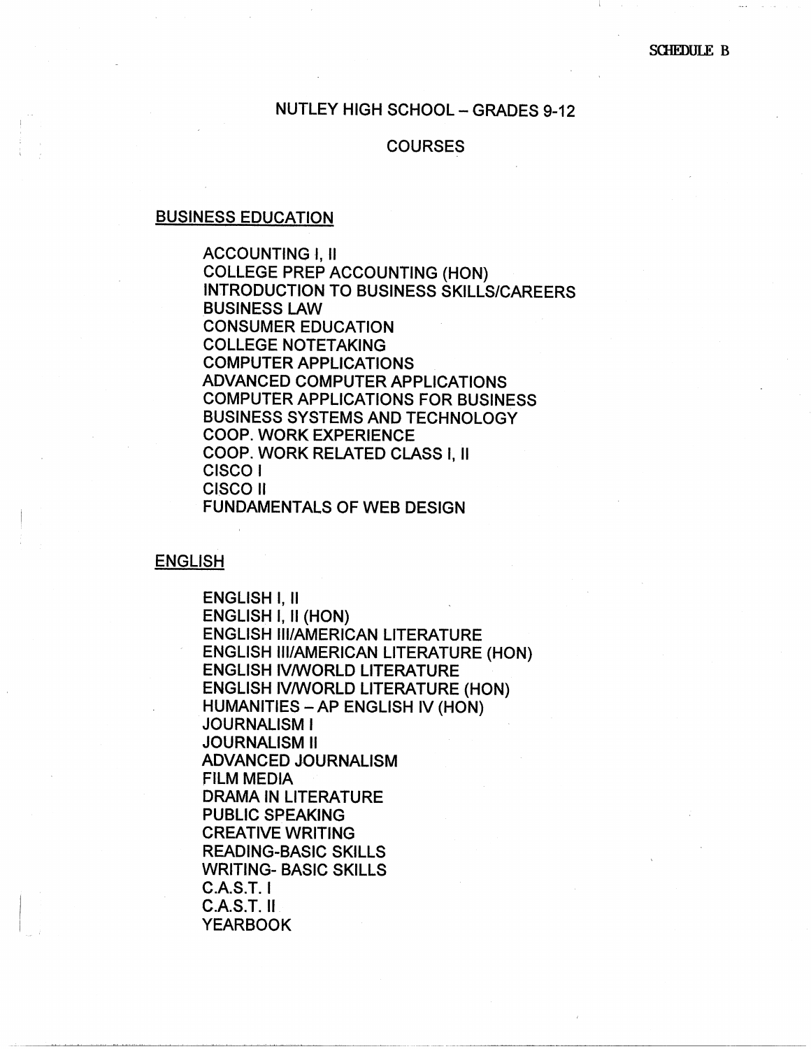SCHEDULE B

# NUTLEY HIGH SCHOOL – GRADES 9-12

## COURSES

### BUSINESS EDUCATION

- ACCOUNTING I, II
- COLLEGE PREP ACCOUNTING (HON)
- INTRODUCTION TO BUSINESS SKILLS/CAREERS
- BUSINESS LAW
- CONSUMER EDUCATION
- COLLEGE NOTETAKING
- COMPUTER APPLICATIONS
- ADVANCED COMPUTER APPLICATIONS
- COMPUTER APPLICATIONS FOR BUSINESS
- BUSINESS SYSTEMS AND TECHNOLOGY
- COOP. WORK EXPERIENCE
- COOP. WORK RELATED CLASS I, II
- CISCO I
- CISCO II
- FUNDAMENTALS OF WEB DESIGN

### ENGLISH

- ENGLISH I, II
- ENGLISH I, II (HON)
- ENGLISH III/AMERICAN LITERATURE
- ENGLISH III/AMERICAN LITERATURE (HON)
- ENGLISH IV/WORLD LITERATURE
- ENGLISH IV/WORLD LITERATURE (HON)
- HUMANITIES – AP ENGLISH IV (HON)
- JOURNALISM I
- JOURNALISM II
- ADVANCED JOURNALISM
- FILM MEDIA
- DRAMA IN LITERATURE
- PUBLIC SPEAKING
- CREATIVE WRITING
- READING-BASIC SKILLS
- WRITING- BASIC SKILLS
- C.A.S.T. I
- C.A.S.T. II
- YEARBOOK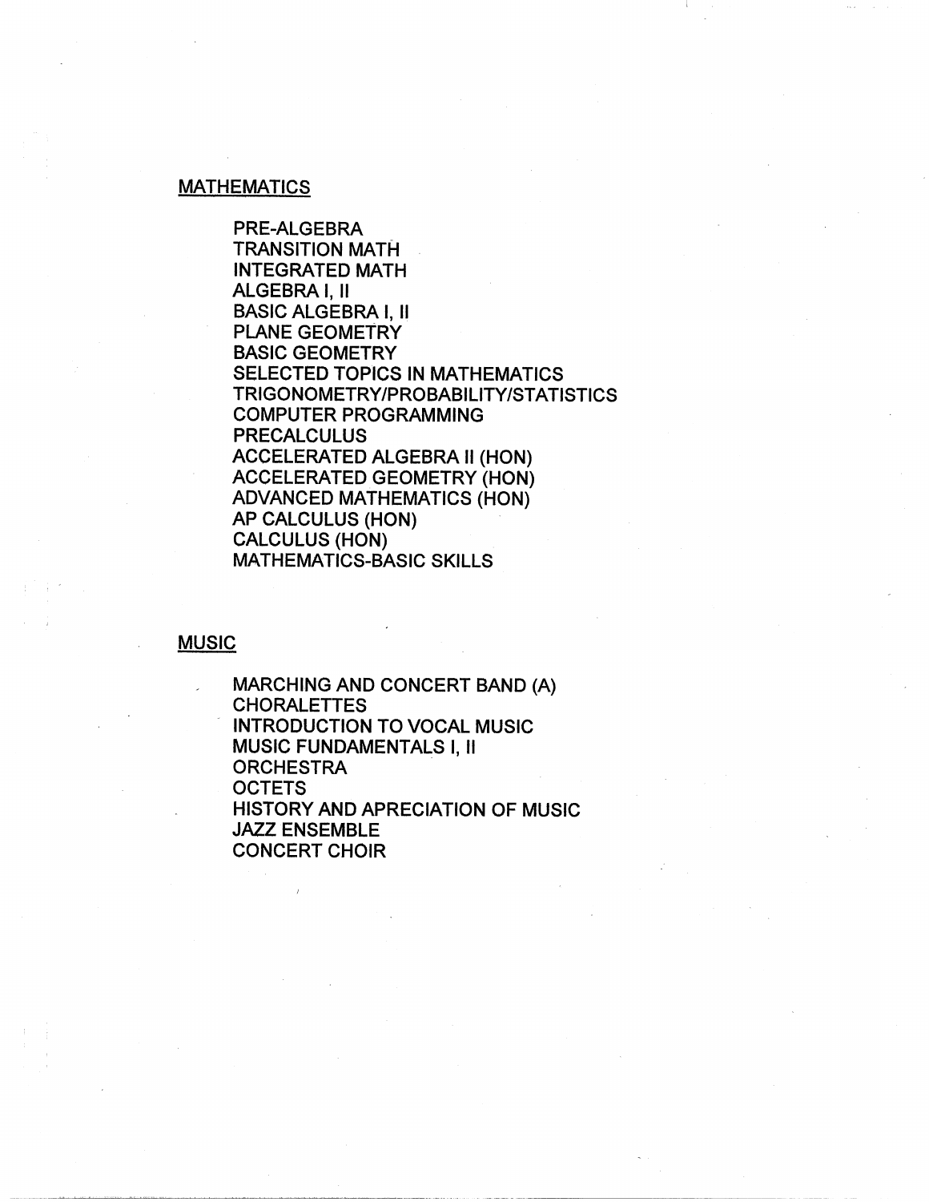## MATHEMATICS

PRE-ALGEBRA
TRANSITION MATH
INTEGRATED MATH
ALGEBRA I, II
BASIC ALGEBRA I, II
PLANE GEOMETRY
BASIC GEOMETRY
SELECTED TOPICS IN MATHEMATICS
TRIGONOMETRY/PROBABILITY/STATISTICS
COMPUTER PROGRAMMING
PRECALCULUS
ACCELERATED ALGEBRA II (HON)
ACCELERATED GEOMETRY (HON)
ADVANCED MATHEMATICS (HON)
AP CALCULUS (HON)
CALCULUS (HON)
MATHEMATICS-BASIC SKILLS

## MUSIC

MARCHING AND CONCERT BAND (A)
CHORALETTES
INTRODUCTION TO VOCAL MUSIC
MUSIC FUNDAMENTALS I, II
ORCHESTRA
OCTETS
HISTORY AND APRECIATION OF MUSIC
JAZZ ENSEMBLE
CONCERT CHOIR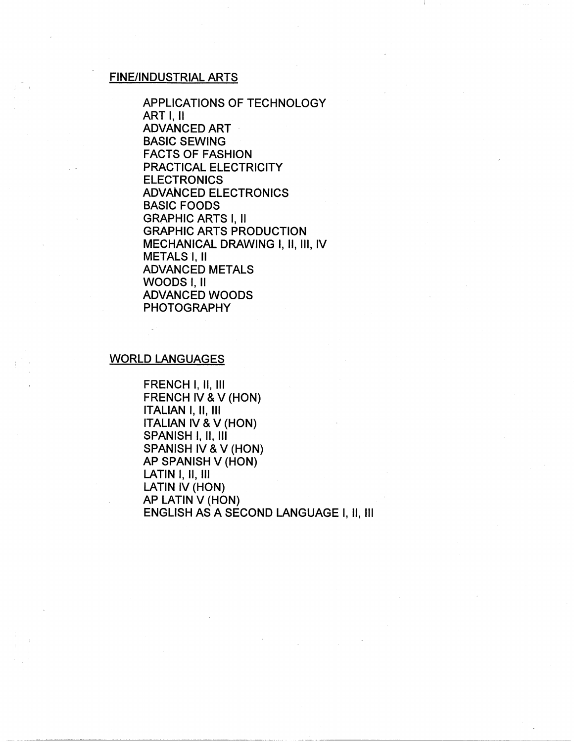## FINE/INDUSTRIAL ARTS

- APPLICATIONS OF TECHNOLOGY
- ART I, II
- ADVANCED ART
- BASIC SEWING
- FACTS OF FASHION
- PRACTICAL ELECTRICITY
- ELECTRONICS
- ADVANCED ELECTRONICS
- BASIC FOODS
- GRAPHIC ARTS I, II
- GRAPHIC ARTS PRODUCTION
- MECHANICAL DRAWING I, II, III, IV
- METALS I, II
- ADVANCED METALS
- WOODS I, II
- ADVANCED WOODS
- PHOTOGRAPHY

## WORLD LANGUAGES

- FRENCH I, II, III
- FRENCH IV & V (HON)
- ITALIAN I, II, III
- ITALIAN IV & V (HON)
- SPANISH I, II, III
- SPANISH IV & V (HON)
- AP SPANISH V (HON)
- LATIN I, II, III
- LATIN IV (HON)
- AP LATIN V (HON)
- ENGLISH AS A SECOND LANGUAGE I, II, III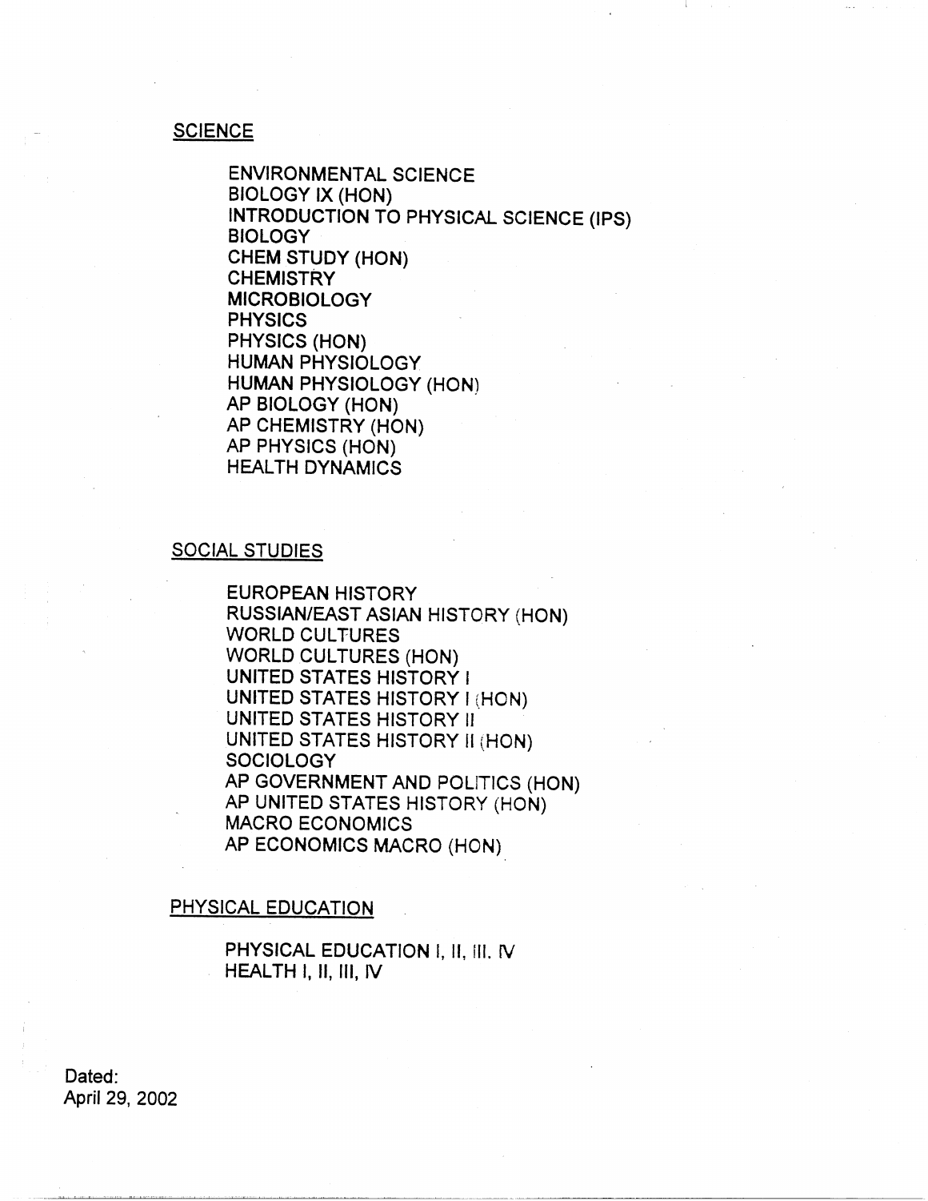## SCIENCE

- ENVIRONMENTAL SCIENCE
- BIOLOGY IX (HON)
- INTRODUCTION TO PHYSICAL SCIENCE (IPS)
- BIOLOGY
- CHEM STUDY (HON)
- CHEMISTRY
- MICROBIOLOGY
- PHYSICS
- PHYSICS (HON)
- HUMAN PHYSIOLOGY
- HUMAN PHYSIOLOGY (HON)
- AP BIOLOGY (HON)
- AP CHEMISTRY (HON)
- AP PHYSICS (HON)
- HEALTH DYNAMICS

## SOCIAL STUDIES

- EUROPEAN HISTORY
- RUSSIAN/EAST ASIAN HISTORY (HON)
- WORLD CULTURES
- WORLD CULTURES (HON)
- UNITED STATES HISTORY I
- UNITED STATES HISTORY I (HON)
- UNITED STATES HISTORY II
- UNITED STATES HISTORY II (HON)
- SOCIOLOGY
- AP GOVERNMENT AND POLITICS (HON)
- AP UNITED STATES HISTORY (HON)
- MACRO ECONOMICS
- AP ECONOMICS MACRO (HON)

## PHYSICAL EDUCATION

- PHYSICAL EDUCATION I, II, III. IV
- HEALTH I, II, III, IV

Dated:
April 29, 2002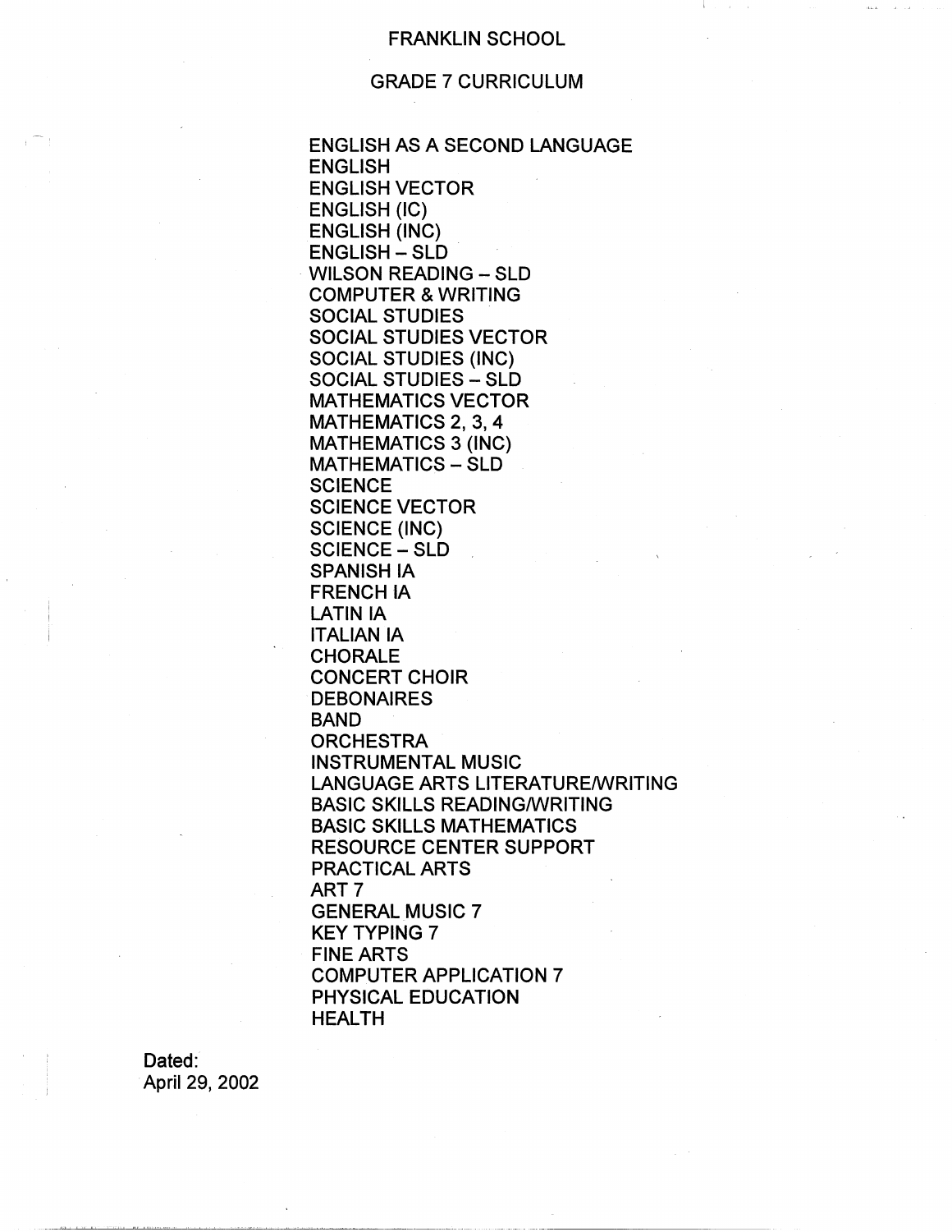# FRANKLIN SCHOOL

## GRADE 7 CURRICULUM

ENGLISH AS A SECOND LANGUAGE
ENGLISH
ENGLISH VECTOR
ENGLISH (IC)
ENGLISH (INC)
ENGLISH – SLD
WILSON READING – SLD
COMPUTER & WRITING
SOCIAL STUDIES
SOCIAL STUDIES VECTOR
SOCIAL STUDIES (INC)
SOCIAL STUDIES – SLD
MATHEMATICS VECTOR
MATHEMATICS 2, 3, 4
MATHEMATICS 3 (INC)
MATHEMATICS – SLD
SCIENCE
SCIENCE VECTOR
SCIENCE (INC)
SCIENCE – SLD
SPANISH IA
FRENCH IA
LATIN IA
ITALIAN IA
CHORALE
CONCERT CHOIR
DEBONAIRES
BAND
ORCHESTRA
INSTRUMENTAL MUSIC
LANGUAGE ARTS LITERATURE/WRITING
BASIC SKILLS READING/WRITING
BASIC SKILLS MATHEMATICS
RESOURCE CENTER SUPPORT
PRACTICAL ARTS
ART 7
GENERAL MUSIC 7
KEY TYPING 7
FINE ARTS
COMPUTER APPLICATION 7
PHYSICAL EDUCATION
HEALTH

Dated:
April 29, 2002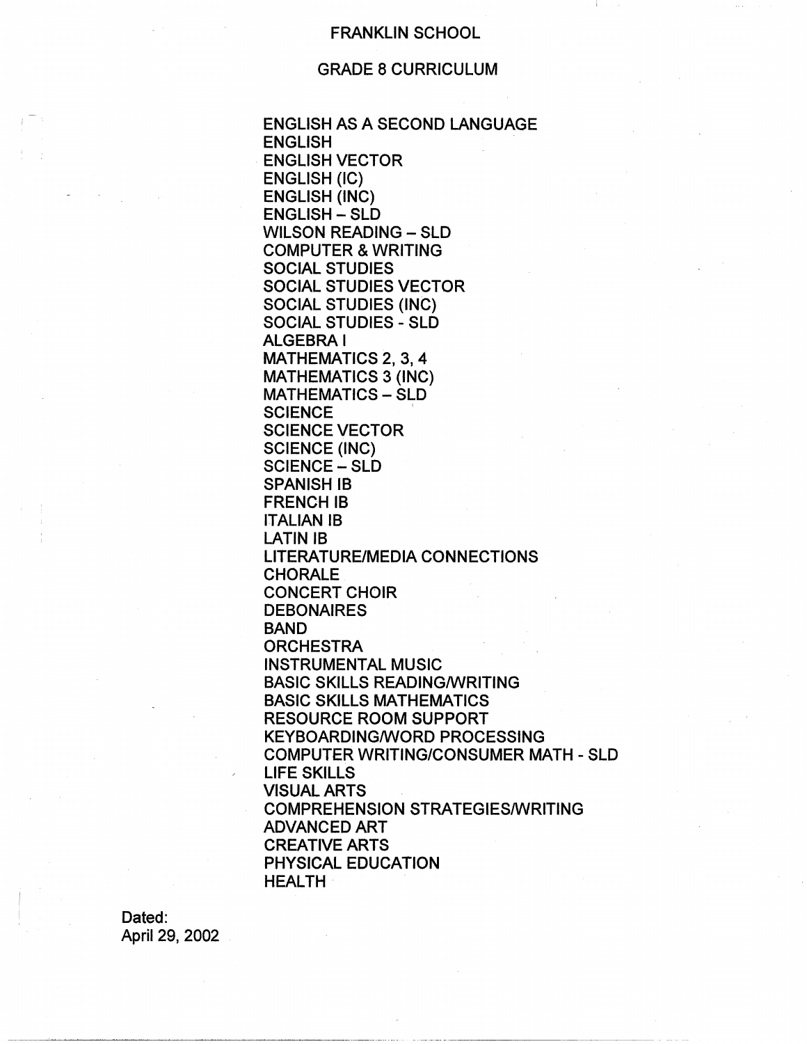# FRANKLIN SCHOOL

## GRADE 8 CURRICULUM

ENGLISH AS A SECOND LANGUAGE
ENGLISH
ENGLISH VECTOR
ENGLISH (IC)
ENGLISH (INC)
ENGLISH – SLD
WILSON READING – SLD
COMPUTER & WRITING
SOCIAL STUDIES
SOCIAL STUDIES VECTOR
SOCIAL STUDIES (INC)
SOCIAL STUDIES - SLD
ALGEBRA I
MATHEMATICS 2, 3, 4
MATHEMATICS 3 (INC)
MATHEMATICS – SLD
SCIENCE
SCIENCE VECTOR
SCIENCE (INC)
SCIENCE – SLD
SPANISH IB
FRENCH IB
ITALIAN IB
LATIN IB
LITERATURE/MEDIA CONNECTIONS
CHORALE
CONCERT CHOIR
DEBONAIRES
BAND
ORCHESTRA
INSTRUMENTAL MUSIC
BASIC SKILLS READING/WRITING
BASIC SKILLS MATHEMATICS
RESOURCE ROOM SUPPORT
KEYBOARDING/WORD PROCESSING
COMPUTER WRITING/CONSUMER MATH - SLD
LIFE SKILLS
VISUAL ARTS
COMPREHENSION STRATEGIES/WRITING
ADVANCED ART
CREATIVE ARTS
PHYSICAL EDUCATION
HEALTH

Dated:
April 29, 2002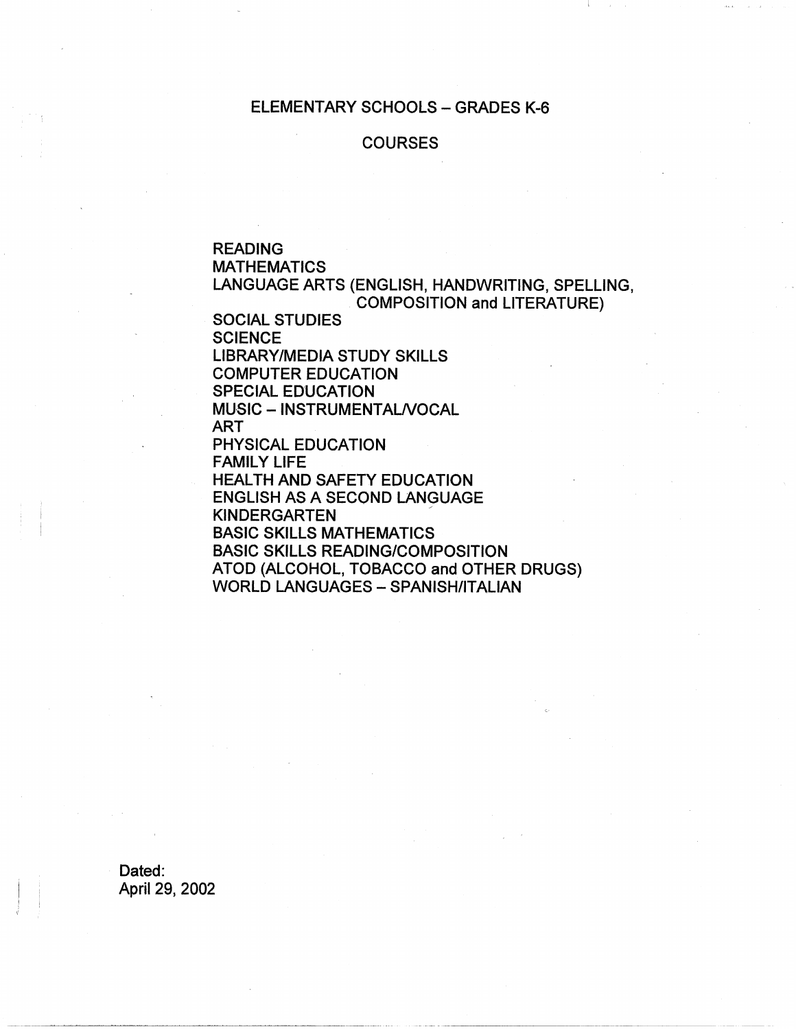# ELEMENTARY SCHOOLS – GRADES K-6

## COURSES

READING
MATHEMATICS
LANGUAGE ARTS (ENGLISH, HANDWRITING, SPELLING, COMPOSITION and LITERATURE)
SOCIAL STUDIES
SCIENCE
LIBRARY/MEDIA STUDY SKILLS
COMPUTER EDUCATION
SPECIAL EDUCATION
MUSIC – INSTRUMENTAL/VOCAL
ART
PHYSICAL EDUCATION
FAMILY LIFE
HEALTH AND SAFETY EDUCATION
ENGLISH AS A SECOND LANGUAGE
KINDERGARTEN
BASIC SKILLS MATHEMATICS
BASIC SKILLS READING/COMPOSITION
ATOD (ALCOHOL, TOBACCO and OTHER DRUGS)
WORLD LANGUAGES – SPANISH/ITALIAN

Dated:
April 29, 2002